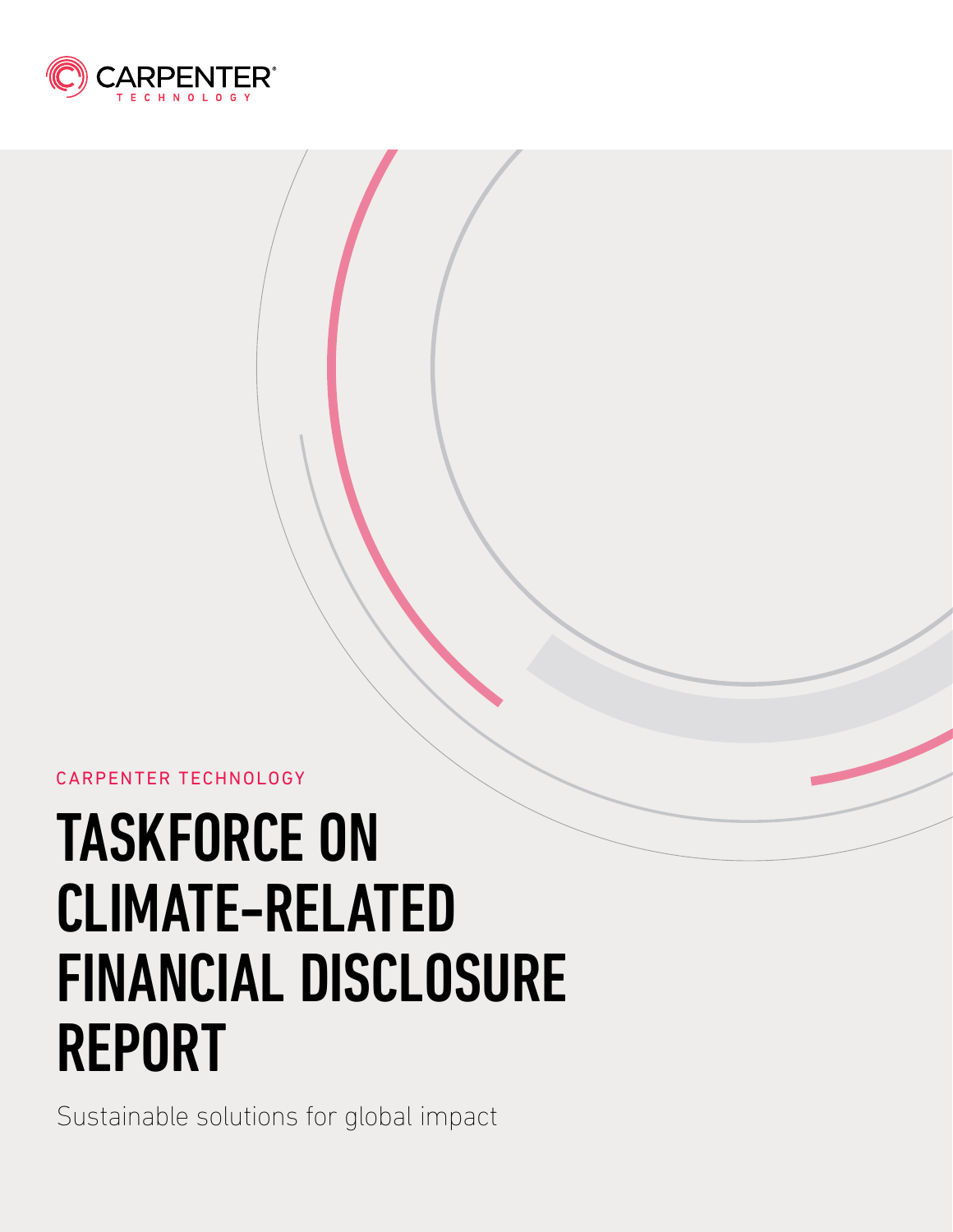CARPENTER TECHNOLOGY

CARPENTER TECHNOLOGY

# TASKFORCE ON CLIMATE-RELATED FINANCIAL DISCLOSURE REPORT

Sustainable solutions for global impact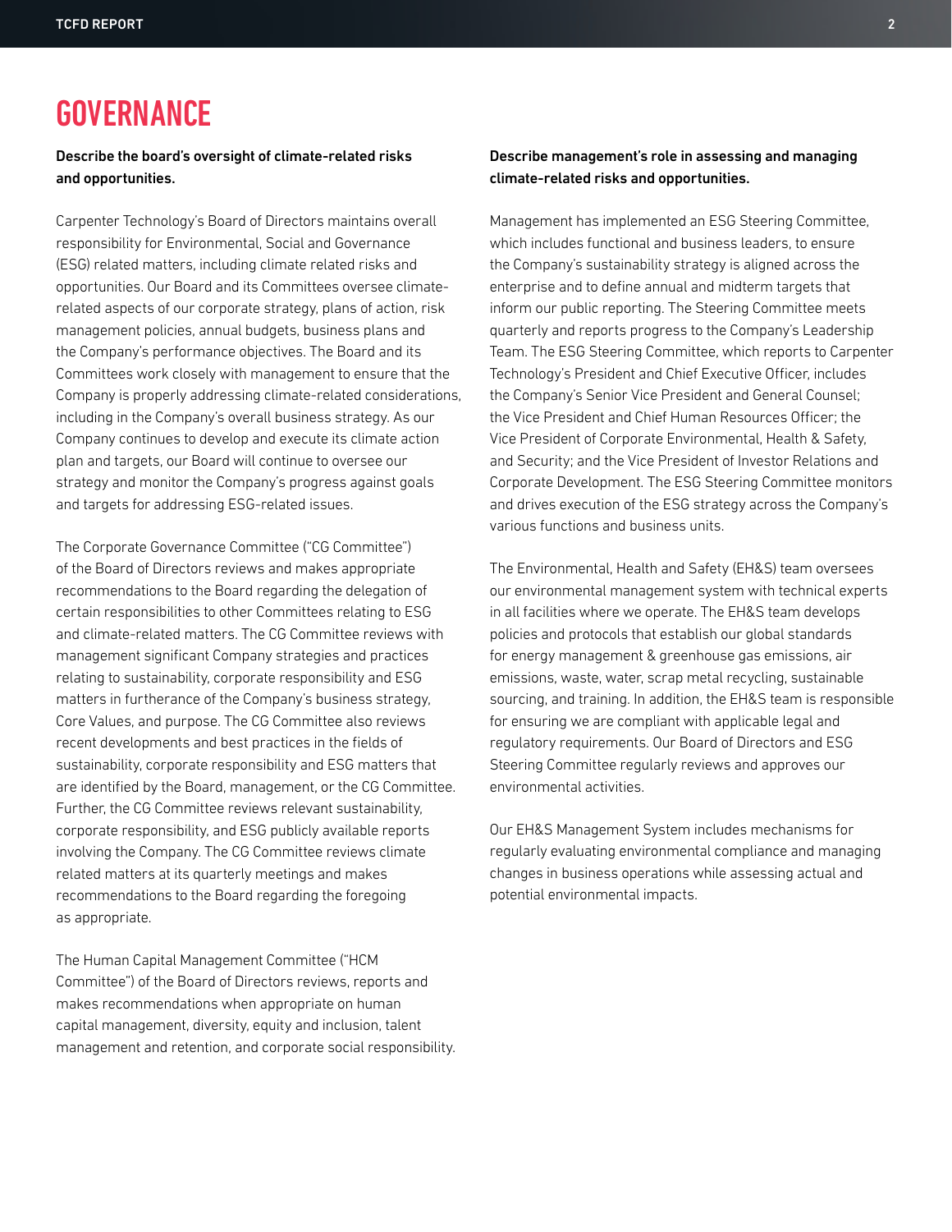# GOVERNANCE

**Describe the board's oversight of climate-related risks and opportunities.**

Carpenter Technology's Board of Directors maintains overall responsibility for Environmental, Social and Governance (ESG) related matters, including climate related risks and opportunities. Our Board and its Committees oversee climate-related aspects of our corporate strategy, plans of action, risk management policies, annual budgets, business plans and the Company's performance objectives. The Board and its Committees work closely with management to ensure that the Company is properly addressing climate-related considerations, including in the Company's overall business strategy. As our Company continues to develop and execute its climate action plan and targets, our Board will continue to oversee our strategy and monitor the Company's progress against goals and targets for addressing ESG-related issues.

The Corporate Governance Committee ("CG Committee") of the Board of Directors reviews and makes appropriate recommendations to the Board regarding the delegation of certain responsibilities to other Committees relating to ESG and climate-related matters. The CG Committee reviews with management significant Company strategies and practices relating to sustainability, corporate responsibility and ESG matters in furtherance of the Company's business strategy, Core Values, and purpose. The CG Committee also reviews recent developments and best practices in the fields of sustainability, corporate responsibility and ESG matters that are identified by the Board, management, or the CG Committee. Further, the CG Committee reviews relevant sustainability, corporate responsibility, and ESG publicly available reports involving the Company. The CG Committee reviews climate related matters at its quarterly meetings and makes recommendations to the Board regarding the foregoing as appropriate.

The Human Capital Management Committee ("HCM Committee") of the Board of Directors reviews, reports and makes recommendations when appropriate on human capital management, diversity, equity and inclusion, talent management and retention, and corporate social responsibility.

**Describe management's role in assessing and managing climate-related risks and opportunities.**

Management has implemented an ESG Steering Committee, which includes functional and business leaders, to ensure the Company's sustainability strategy is aligned across the enterprise and to define annual and midterm targets that inform our public reporting. The Steering Committee meets quarterly and reports progress to the Company's Leadership Team. The ESG Steering Committee, which reports to Carpenter Technology's President and Chief Executive Officer, includes the Company's Senior Vice President and General Counsel; the Vice President and Chief Human Resources Officer; the Vice President of Corporate Environmental, Health & Safety, and Security; and the Vice President of Investor Relations and Corporate Development. The ESG Steering Committee monitors and drives execution of the ESG strategy across the Company's various functions and business units.

The Environmental, Health and Safety (EH&S) team oversees our environmental management system with technical experts in all facilities where we operate. The EH&S team develops policies and protocols that establish our global standards for energy management & greenhouse gas emissions, air emissions, waste, water, scrap metal recycling, sustainable sourcing, and training. In addition, the EH&S team is responsible for ensuring we are compliant with applicable legal and regulatory requirements. Our Board of Directors and ESG Steering Committee regularly reviews and approves our environmental activities.

Our EH&S Management System includes mechanisms for regularly evaluating environmental compliance and managing changes in business operations while assessing actual and potential environmental impacts.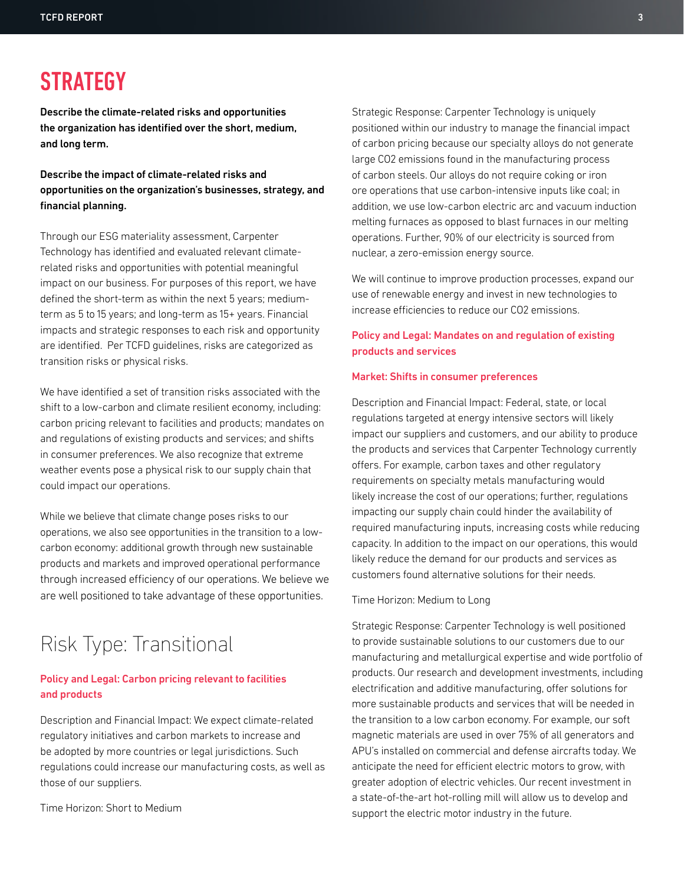# STRATEGY

**Describe the climate-related risks and opportunities the organization has identified over the short, medium, and long term.**

**Describe the impact of climate-related risks and opportunities on the organization's businesses, strategy, and financial planning.**

Through our ESG materiality assessment, Carpenter Technology has identified and evaluated relevant climate-related risks and opportunities with potential meaningful impact on our business. For purposes of this report, we have defined the short-term as within the next 5 years; medium-term as 5 to 15 years; and long-term as 15+ years. Financial impacts and strategic responses to each risk and opportunity are identified. Per TCFD guidelines, risks are categorized as transition risks or physical risks.

We have identified a set of transition risks associated with the shift to a low-carbon and climate resilient economy, including: carbon pricing relevant to facilities and products; mandates on and regulations of existing products and services; and shifts in consumer preferences. We also recognize that extreme weather events pose a physical risk to our supply chain that could impact our operations.

While we believe that climate change poses risks to our operations, we also see opportunities in the transition to a low-carbon economy: additional growth through new sustainable products and markets and improved operational performance through increased efficiency of our operations. We believe we are well positioned to take advantage of these opportunities.

## Risk Type: Transitional

### Policy and Legal: Carbon pricing relevant to facilities and products

Description and Financial Impact: We expect climate-related regulatory initiatives and carbon markets to increase and be adopted by more countries or legal jurisdictions. Such regulations could increase our manufacturing costs, as well as those of our suppliers.

Time Horizon: Short to Medium

Strategic Response: Carpenter Technology is uniquely positioned within our industry to manage the financial impact of carbon pricing because our specialty alloys do not generate large $CO_2$ emissions found in the manufacturing process of carbon steels. Our alloys do not require coking or iron ore operations that use carbon-intensive inputs like coal; in addition, we use low-carbon electric arc and vacuum induction melting furnaces as opposed to blast furnaces in our melting operations. Further, 90% of our electricity is sourced from nuclear, a zero-emission energy source.

We will continue to improve production processes, expand our use of renewable energy and invest in new technologies to increase efficiencies to reduce our $CO_2$ emissions.

### Policy and Legal: Mandates on and regulation of existing products and services

### Market: Shifts in consumer preferences

Description and Financial Impact: Federal, state, or local regulations targeted at energy intensive sectors will likely impact our suppliers and customers, and our ability to produce the products and services that Carpenter Technology currently offers. For example, carbon taxes and other regulatory requirements on specialty metals manufacturing would likely increase the cost of our operations; further, regulations impacting our supply chain could hinder the availability of required manufacturing inputs, increasing costs while reducing capacity. In addition to the impact on our operations, this would likely reduce the demand for our products and services as customers found alternative solutions for their needs.

Time Horizon: Medium to Long

Strategic Response: Carpenter Technology is well positioned to provide sustainable solutions to our customers due to our manufacturing and metallurgical expertise and wide portfolio of products. Our research and development investments, including electrification and additive manufacturing, offer solutions for more sustainable products and services that will be needed in the transition to a low carbon economy. For example, our soft magnetic materials are used in over 75% of all generators and APU's installed on commercial and defense aircrafts today. We anticipate the need for efficient electric motors to grow, with greater adoption of electric vehicles. Our recent investment in a state-of-the-art hot-rolling mill will allow us to develop and support the electric motor industry in the future.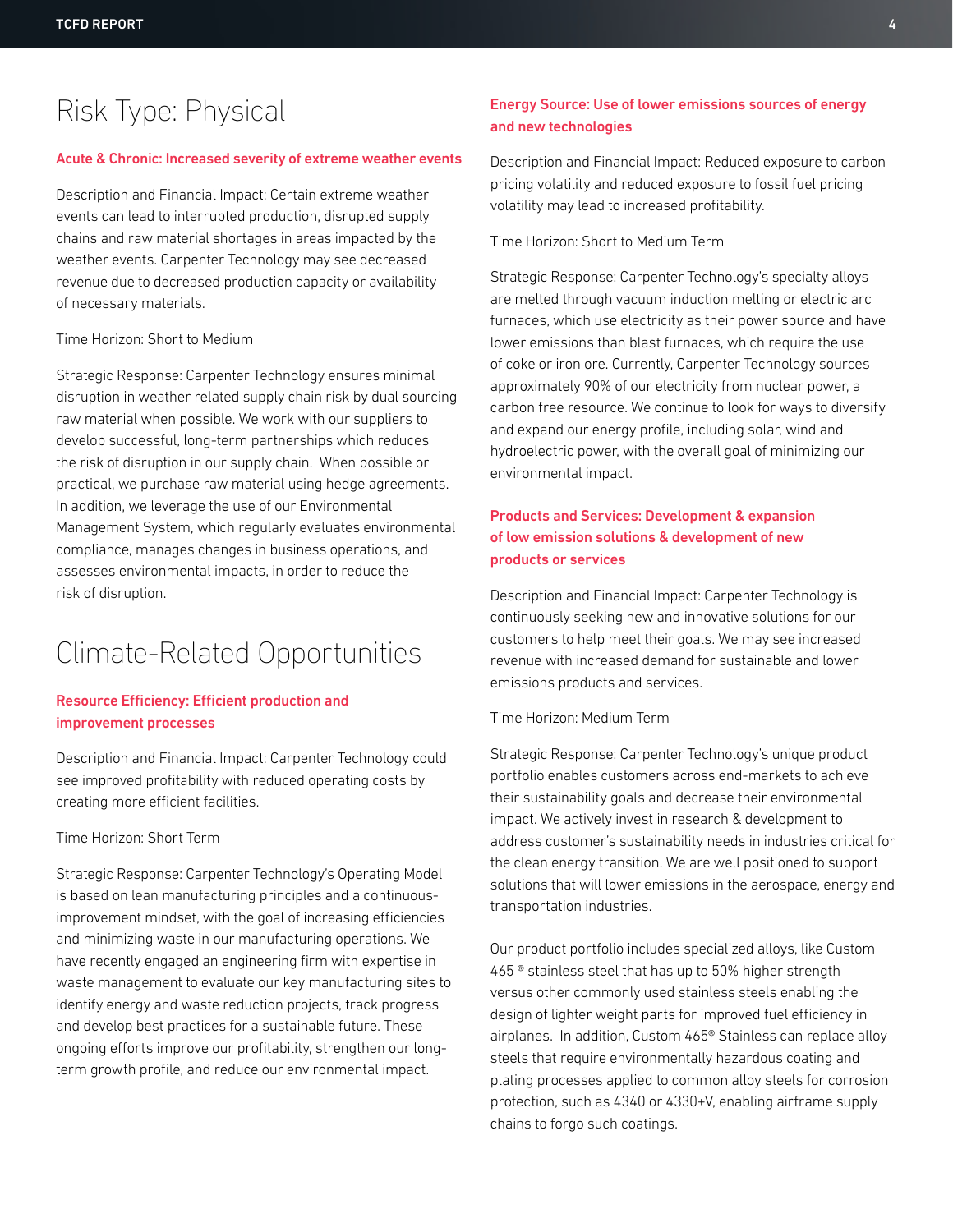# Risk Type: Physical

### Acute & Chronic: Increased severity of extreme weather events

Description and Financial Impact: Certain extreme weather events can lead to interrupted production, disrupted supply chains and raw material shortages in areas impacted by the weather events. Carpenter Technology may see decreased revenue due to decreased production capacity or availability of necessary materials.

Time Horizon: Short to Medium

Strategic Response: Carpenter Technology ensures minimal disruption in weather related supply chain risk by dual sourcing raw material when possible. We work with our suppliers to develop successful, long-term partnerships which reduces the risk of disruption in our supply chain. When possible or practical, we purchase raw material using hedge agreements. In addition, we leverage the use of our Environmental Management System, which regularly evaluates environmental compliance, manages changes in business operations, and assesses environmental impacts, in order to reduce the risk of disruption.

# Climate-Related Opportunities

### Resource Efficiency: Efficient production and improvement processes

Description and Financial Impact: Carpenter Technology could see improved profitability with reduced operating costs by creating more efficient facilities.

Time Horizon: Short Term

Strategic Response: Carpenter Technology's Operating Model is based on lean manufacturing principles and a continuous-improvement mindset, with the goal of increasing efficiencies and minimizing waste in our manufacturing operations. We have recently engaged an engineering firm with expertise in waste management to evaluate our key manufacturing sites to identify energy and waste reduction projects, track progress and develop best practices for a sustainable future. These ongoing efforts improve our profitability, strengthen our long-term growth profile, and reduce our environmental impact.

### Energy Source: Use of lower emissions sources of energy and new technologies

Description and Financial Impact: Reduced exposure to carbon pricing volatility and reduced exposure to fossil fuel pricing volatility may lead to increased profitability.

Time Horizon: Short to Medium Term

Strategic Response: Carpenter Technology's specialty alloys are melted through vacuum induction melting or electric arc furnaces, which use electricity as their power source and have lower emissions than blast furnaces, which require the use of coke or iron ore. Currently, Carpenter Technology sources approximately 90% of our electricity from nuclear power, a carbon free resource. We continue to look for ways to diversify and expand our energy profile, including solar, wind and hydroelectric power, with the overall goal of minimizing our environmental impact.

### Products and Services: Development & expansion of low emission solutions & development of new products or services

Description and Financial Impact: Carpenter Technology is continuously seeking new and innovative solutions for our customers to help meet their goals. We may see increased revenue with increased demand for sustainable and lower emissions products and services.

Time Horizon: Medium Term

Strategic Response: Carpenter Technology's unique product portfolio enables customers across end-markets to achieve their sustainability goals and decrease their environmental impact. We actively invest in research & development to address customer's sustainability needs in industries critical for the clean energy transition. We are well positioned to support solutions that will lower emissions in the aerospace, energy and transportation industries.

Our product portfolio includes specialized alloys, like Custom 465 ® stainless steel that has up to 50% higher strength versus other commonly used stainless steels enabling the design of lighter weight parts for improved fuel efficiency in airplanes. In addition, Custom 465® Stainless can replace alloy steels that require environmentally hazardous coating and plating processes applied to common alloy steels for corrosion protection, such as 4340 or 4330+V, enabling airframe supply chains to forgo such coatings.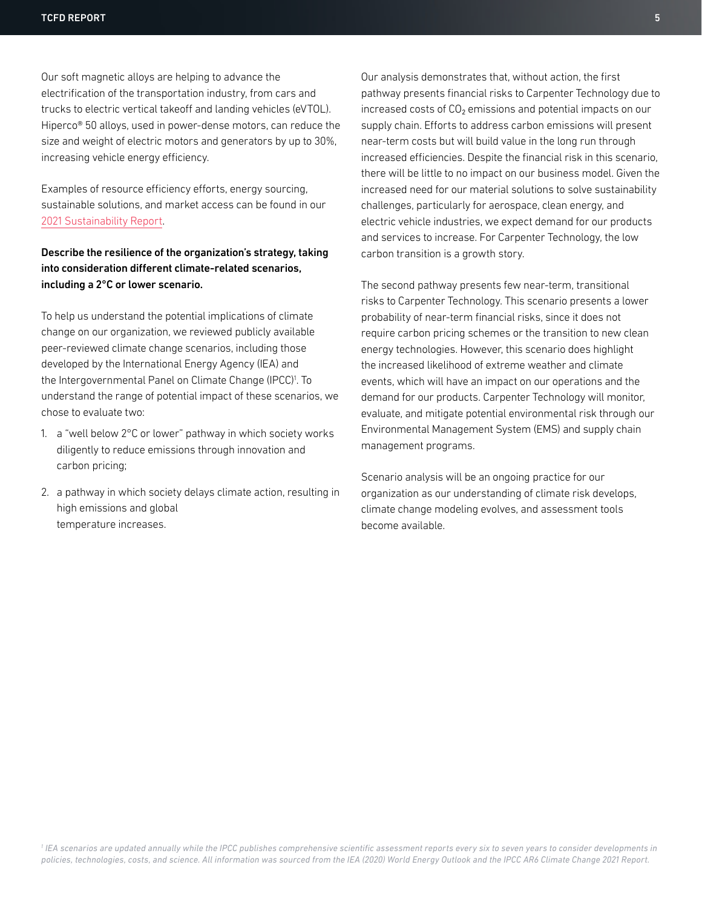Our soft magnetic alloys are helping to advance the electrification of the transportation industry, from cars and trucks to electric vertical takeoff and landing vehicles (eVTOL). Hiperco® 50 alloys, used in power-dense motors, can reduce the size and weight of electric motors and generators by up to 30%, increasing vehicle energy efficiency.

Examples of resource efficiency efforts, energy sourcing, sustainable solutions, and market access can be found in our 2021 Sustainability Report.

**Describe the resilience of the organization's strategy, taking into consideration different climate-related scenarios, including a 2°C or lower scenario.**

To help us understand the potential implications of climate change on our organization, we reviewed publicly available peer-reviewed climate change scenarios, including those developed by the International Energy Agency (IEA) and the Intergovernmental Panel on Climate Change (IPCC)[1]. To understand the range of potential impact of these scenarios, we chose to evaluate two:

1. a "well below 2°C or lower" pathway in which society works diligently to reduce emissions through innovation and carbon pricing;
2. a pathway in which society delays climate action, resulting in high emissions and global temperature increases.

Our analysis demonstrates that, without action, the first pathway presents financial risks to Carpenter Technology due to increased costs of $CO_2$ emissions and potential impacts on our supply chain. Efforts to address carbon emissions will present near-term costs but will build value in the long run through increased efficiencies. Despite the financial risk in this scenario, there will be little to no impact on our business model. Given the increased need for our material solutions to solve sustainability challenges, particularly for aerospace, clean energy, and electric vehicle industries, we expect demand for our products and services to increase. For Carpenter Technology, the low carbon transition is a growth story.

The second pathway presents few near-term, transitional risks to Carpenter Technology. This scenario presents a lower probability of near-term financial risks, since it does not require carbon pricing schemes or the transition to new clean energy technologies. However, this scenario does highlight the increased likelihood of extreme weather and climate events, which will have an impact on our operations and the demand for our products. Carpenter Technology will monitor, evaluate, and mitigate potential environmental risk through our Environmental Management System (EMS) and supply chain management programs.

Scenario analysis will be an ongoing practice for our organization as our understanding of climate risk develops, climate change modeling evolves, and assessment tools become available.

*[1] IEA scenarios are updated annually while the IPCC publishes comprehensive scientific assessment reports every six to seven years to consider developments in policies, technologies, costs, and science. All information was sourced from the IEA (2020) World Energy Outlook and the IPCC AR6 Climate Change 2021 Report.*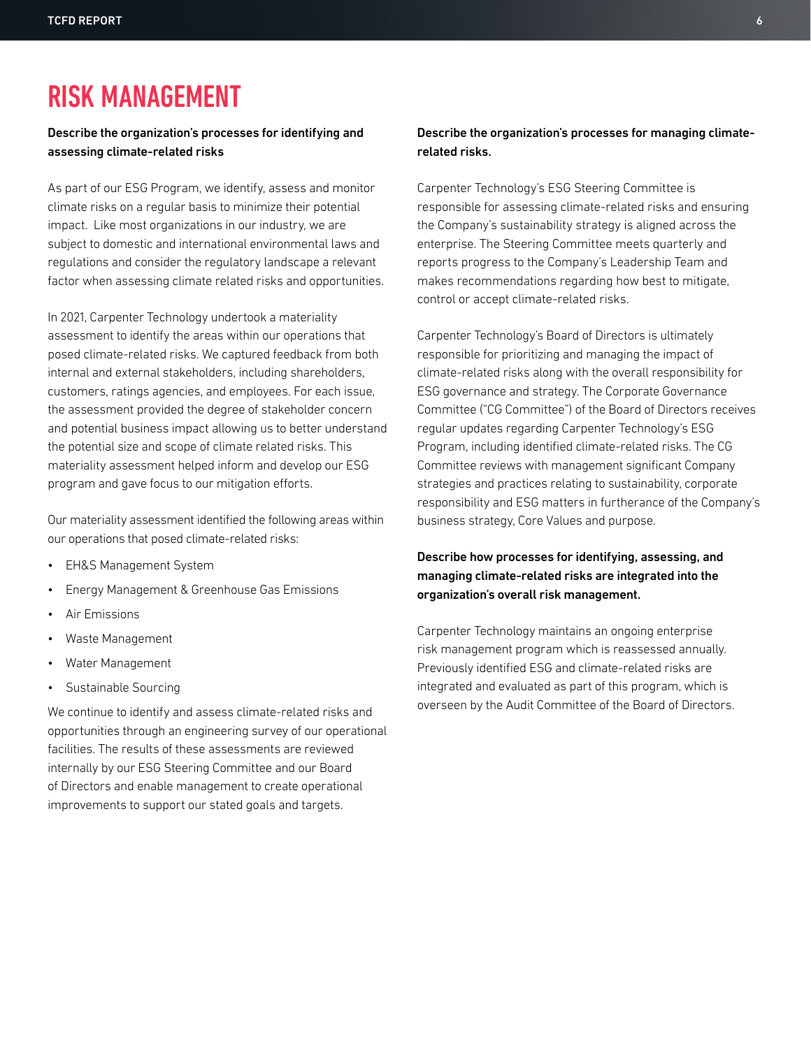# RISK MANAGEMENT

**Describe the organization's processes for identifying and assessing climate-related risks**

As part of our ESG Program, we identify, assess and monitor climate risks on a regular basis to minimize their potential impact. Like most organizations in our industry, we are subject to domestic and international environmental laws and regulations and consider the regulatory landscape a relevant factor when assessing climate related risks and opportunities.

In 2021, Carpenter Technology undertook a materiality assessment to identify the areas within our operations that posed climate-related risks. We captured feedback from both internal and external stakeholders, including shareholders, customers, ratings agencies, and employees. For each issue, the assessment provided the degree of stakeholder concern and potential business impact allowing us to better understand the potential size and scope of climate related risks. This materiality assessment helped inform and develop our ESG program and gave focus to our mitigation efforts.

Our materiality assessment identified the following areas within our operations that posed climate-related risks:

- EH&S Management System
- Energy Management & Greenhouse Gas Emissions
- Air Emissions
- Waste Management
- Water Management
- Sustainable Sourcing

We continue to identify and assess climate-related risks and opportunities through an engineering survey of our operational facilities. The results of these assessments are reviewed internally by our ESG Steering Committee and our Board of Directors and enable management to create operational improvements to support our stated goals and targets.

**Describe the organization's processes for managing climate-related risks.**

Carpenter Technology's ESG Steering Committee is responsible for assessing climate-related risks and ensuring the Company's sustainability strategy is aligned across the enterprise. The Steering Committee meets quarterly and reports progress to the Company's Leadership Team and makes recommendations regarding how best to mitigate, control or accept climate-related risks.

Carpenter Technology's Board of Directors is ultimately responsible for prioritizing and managing the impact of climate-related risks along with the overall responsibility for ESG governance and strategy. The Corporate Governance Committee ("CG Committee") of the Board of Directors receives regular updates regarding Carpenter Technology's ESG Program, including identified climate-related risks. The CG Committee reviews with management significant Company strategies and practices relating to sustainability, corporate responsibility and ESG matters in furtherance of the Company's business strategy, Core Values and purpose.

**Describe how processes for identifying, assessing, and managing climate-related risks are integrated into the organization's overall risk management.**

Carpenter Technology maintains an ongoing enterprise risk management program which is reassessed annually. Previously identified ESG and climate-related risks are integrated and evaluated as part of this program, which is overseen by the Audit Committee of the Board of Directors.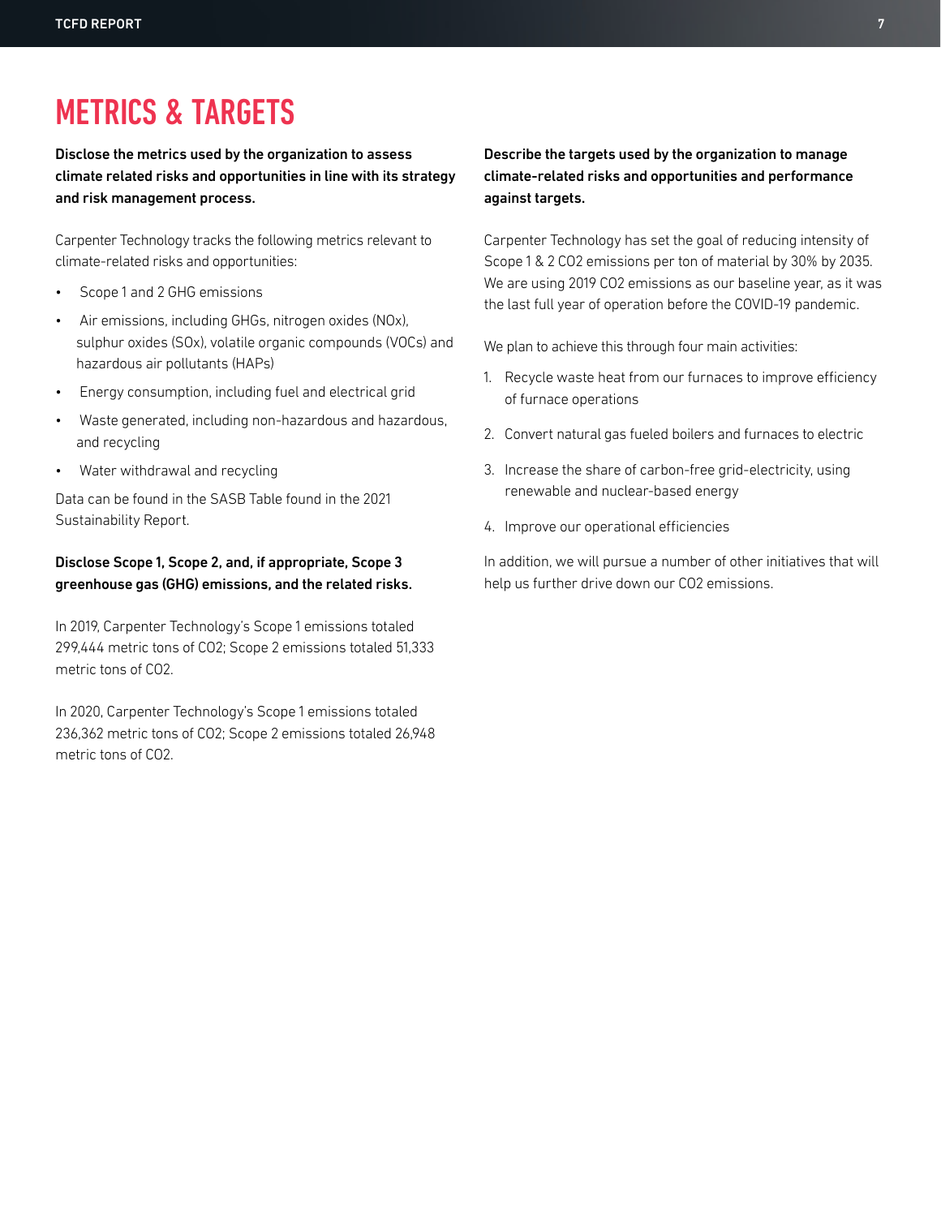# METRICS & TARGETS

**Disclose the metrics used by the organization to assess climate related risks and opportunities in line with its strategy and risk management process.**

Carpenter Technology tracks the following metrics relevant to climate-related risks and opportunities:

- Scope 1 and 2 GHG emissions
- Air emissions, including GHGs, nitrogen oxides (NOx), sulphur oxides (SOx), volatile organic compounds (VOCs) and hazardous air pollutants (HAPs)
- Energy consumption, including fuel and electrical grid
- Waste generated, including non-hazardous and hazardous, and recycling
- Water withdrawal and recycling

Data can be found in the SASB Table found in the 2021 Sustainability Report.

**Disclose Scope 1, Scope 2, and, if appropriate, Scope 3 greenhouse gas (GHG) emissions, and the related risks.**

In 2019, Carpenter Technology's Scope 1 emissions totaled 299,444 metric tons of CO2; Scope 2 emissions totaled 51,333 metric tons of CO2.

In 2020, Carpenter Technology's Scope 1 emissions totaled 236,362 metric tons of CO2; Scope 2 emissions totaled 26,948 metric tons of CO2.

**Describe the targets used by the organization to manage climate-related risks and opportunities and performance against targets.**

Carpenter Technology has set the goal of reducing intensity of Scope 1 & 2 CO2 emissions per ton of material by 30% by 2035. We are using 2019 CO2 emissions as our baseline year, as it was the last full year of operation before the COVID-19 pandemic.

We plan to achieve this through four main activities:

1. Recycle waste heat from our furnaces to improve efficiency of furnace operations
2. Convert natural gas fueled boilers and furnaces to electric
3. Increase the share of carbon-free grid-electricity, using renewable and nuclear-based energy
4. Improve our operational efficiencies

In addition, we will pursue a number of other initiatives that will help us further drive down our CO2 emissions.